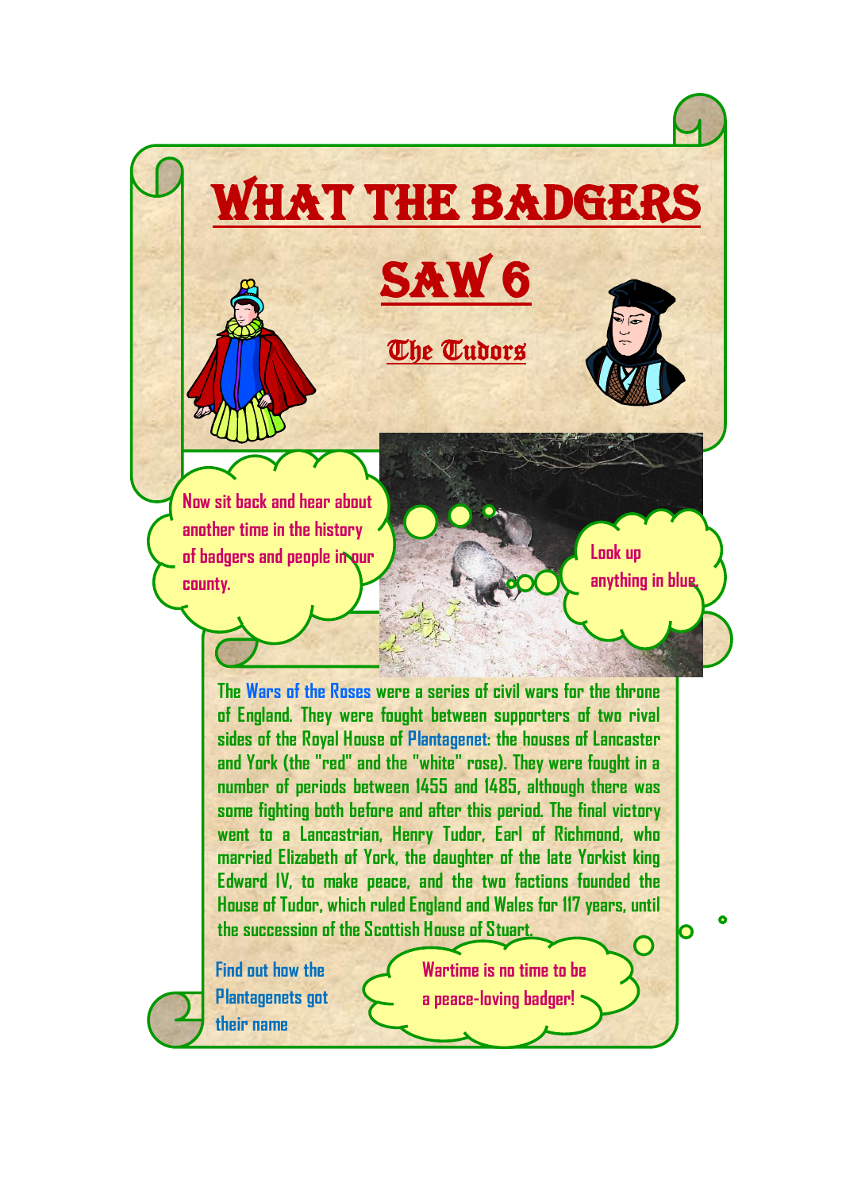# WHAT THE BADGERS SAW 6

## The Tudors

Now sit back and hear about another time in the history of badgers and people in our county.

Look up anything in blue.

The Wars of the Roses were a series of civil wars for the throne of England. They were fought between supporters of two rival sides of the Royal House of Plantagenet: the houses of Lancaster and York (the "red" and the "white" rose). They were fought in a number of periods between 1455 and 1485, although there was some fighting both before and after this period. The final victory went to a Lancastrian, Henry Tudor, Earl of Richmond, who married Elizabeth of York, the daughter of the late Yorkist king Edward IV, to make peace, and the two factions founded the House of Tudor, which ruled England and Wales for 117 years, until the succession of the Scottish House of Stuart.

Find out how the Plantagenets got their name

Wartime is no time to be a peace-loving badger!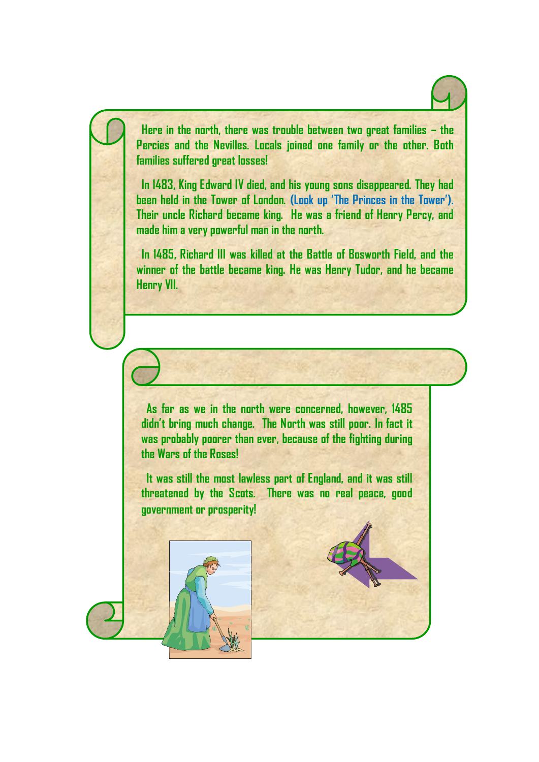Here in the north, there was trouble between two great families – the Percies and the Nevilles. Locals joined one family or the other. Both families suffered great losses!

In 1483, King Edward IV died, and his young sons disappeared. They had been held in the Tower of London. (Look up 'The Princes in the Tower'). Their uncle Richard became king. He was a friend of Henry Percy, and made him a very powerful man in the north.

In 1485, Richard III was killed at the Battle of Bosworth Field, and the winner of the battle became king. He was Henry Tudor, and he became Henry VII.

As far as we in the north were concerned, however, 1485 didn't bring much change. The North was still poor. In fact it was probably poorer than ever, because of the fighting during the Wars of the Roses!

It was still the most lawless part of England, and it was still threatened by the Scots. There was no real peace, good government or prosperity!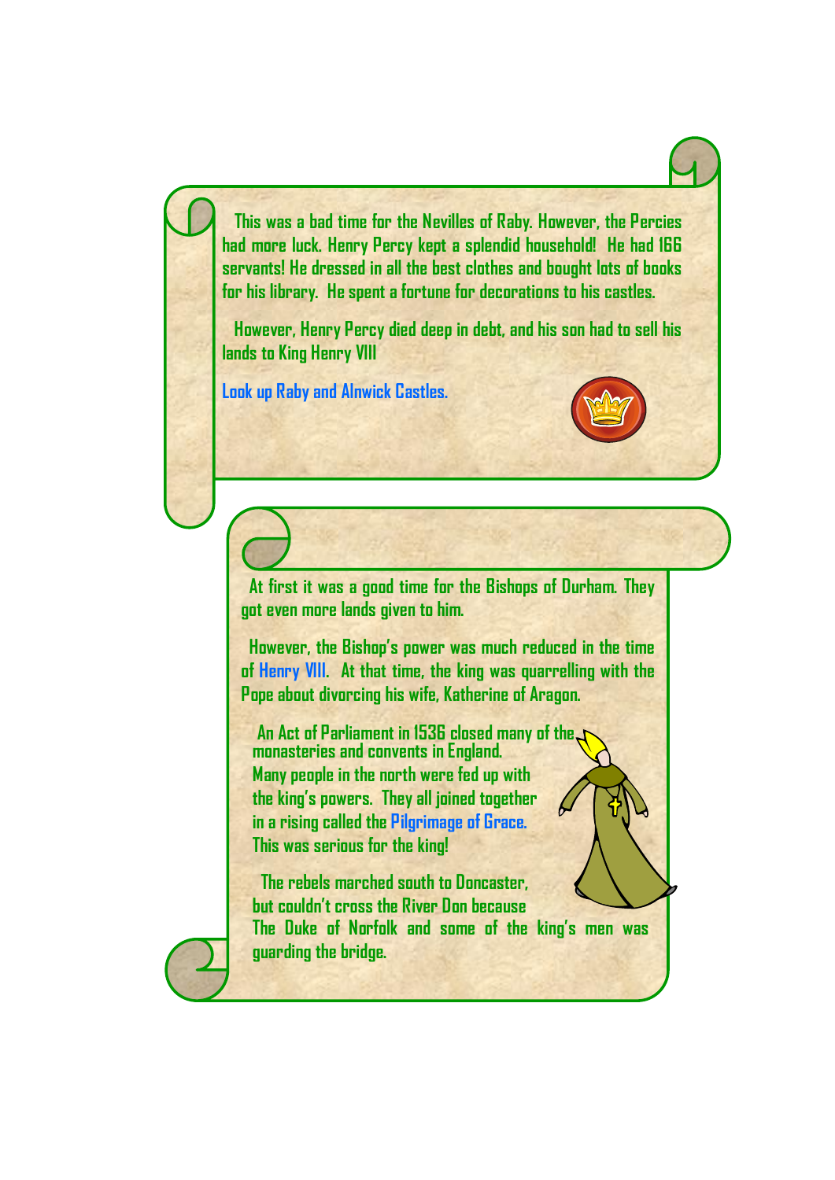This was a bad time for the Nevilles of Raby. However, the Percies had more luck. Henry Percy kept a splendid household! He had 166 servants! He dressed in all the best clothes and bought lots of books for his library. He spent a fortune for decorations to his castles.

However, Henry Percy died deep in debt, and his son had to sell his lands to King Henry VIII

Look up Raby and Alnwick Castles.

At first it was a good time for the Bishops of Durham. They got even more lands given to him.

However, the Bishop's power was much reduced in the time of Henry VIII. At that time, the king was quarrelling with the Pope about divorcing his wife, Katherine of Aragon.

An Act of Parliament in 1536 closed many of the monasteries and convents in England. Many people in the north were fed up with the king's powers. They all joined together in a rising called the Pilgrimage of Grace. This was serious for the king!

The rebels marched south to Doncaster, but couldn't cross the River Don because The Duke of Norfolk and some of the king's men was guarding the bridge.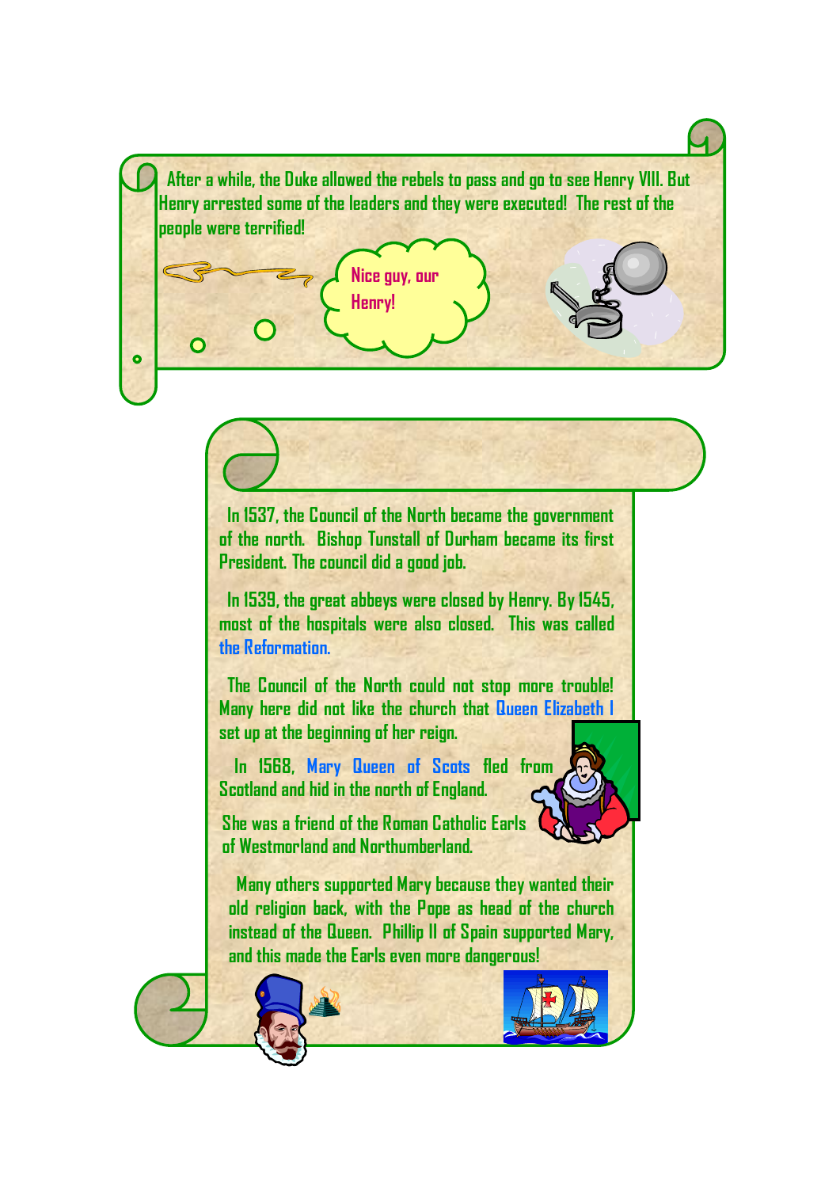After a while, the Duke allowed the rebels to pass and go to see Henry VIII. But Henry arrested some of the leaders and they were executed! The rest of the people were terrified!

Nice guy, our Henry!

In 1537, the Council of the North became the government of the north. Bishop Tunstall of Durham became its first President. The council did a good job.

In 1539, the great abbeys were closed by Henry. By 1545, most of the hospitals were also closed. This was called the Reformation.

The Council of the North could not stop more trouble! Many here did not like the church that Queen Elizabeth I set up at the beginning of her reign.

In 1568, Mary Queen of Scots fled from Scotland and hid in the north of England.

She was a friend of the Roman Catholic Earls of Westmorland and Northumberland.

Many others supported Mary because they wanted their old religion back, with the Pope as head of the church instead of the Queen. Phillip II of Spain supported Mary, and this made the Earls even more dangerous!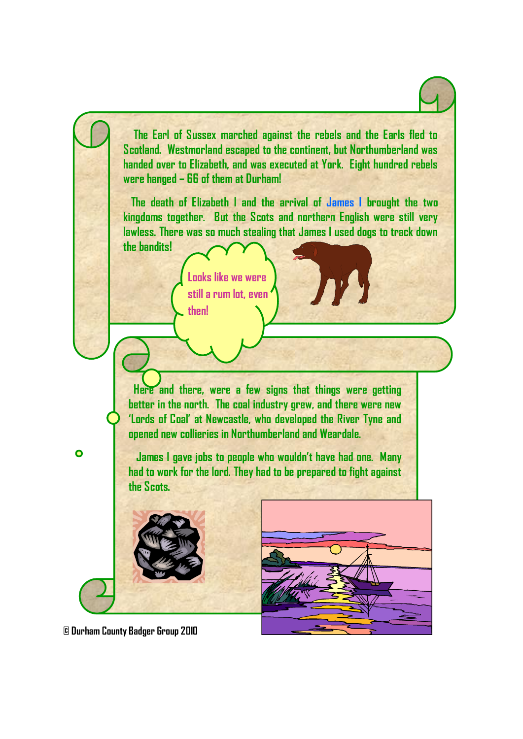The Earl of Sussex marched against the rebels and the Earls fled to Scotland. Westmorland escaped to the continent, but Northumberland was handed over to Elizabeth, and was executed at York. Eight hundred rebels were hanged – 66 of them at Durham!

The death of Elizabeth I and the arrival of James I brought the two kingdoms together. But the Scots and northern English were still very lawless. There was so much stealing that James I used dogs to track down the bandits!

Looks like we were still a rum lot, even then!

Here and there, were a few signs that things were getting better in the north. The coal industry grew, and there were new 'Lords of Coal' at Newcastle, who developed the River Tyne and opened new collieries in Northumberland and Weardale.

James I gave jobs to people who wouldn't have had one. Many had to work for the lord. They had to be prepared to fight against the Scots.

© Durham County Badger Group 2010